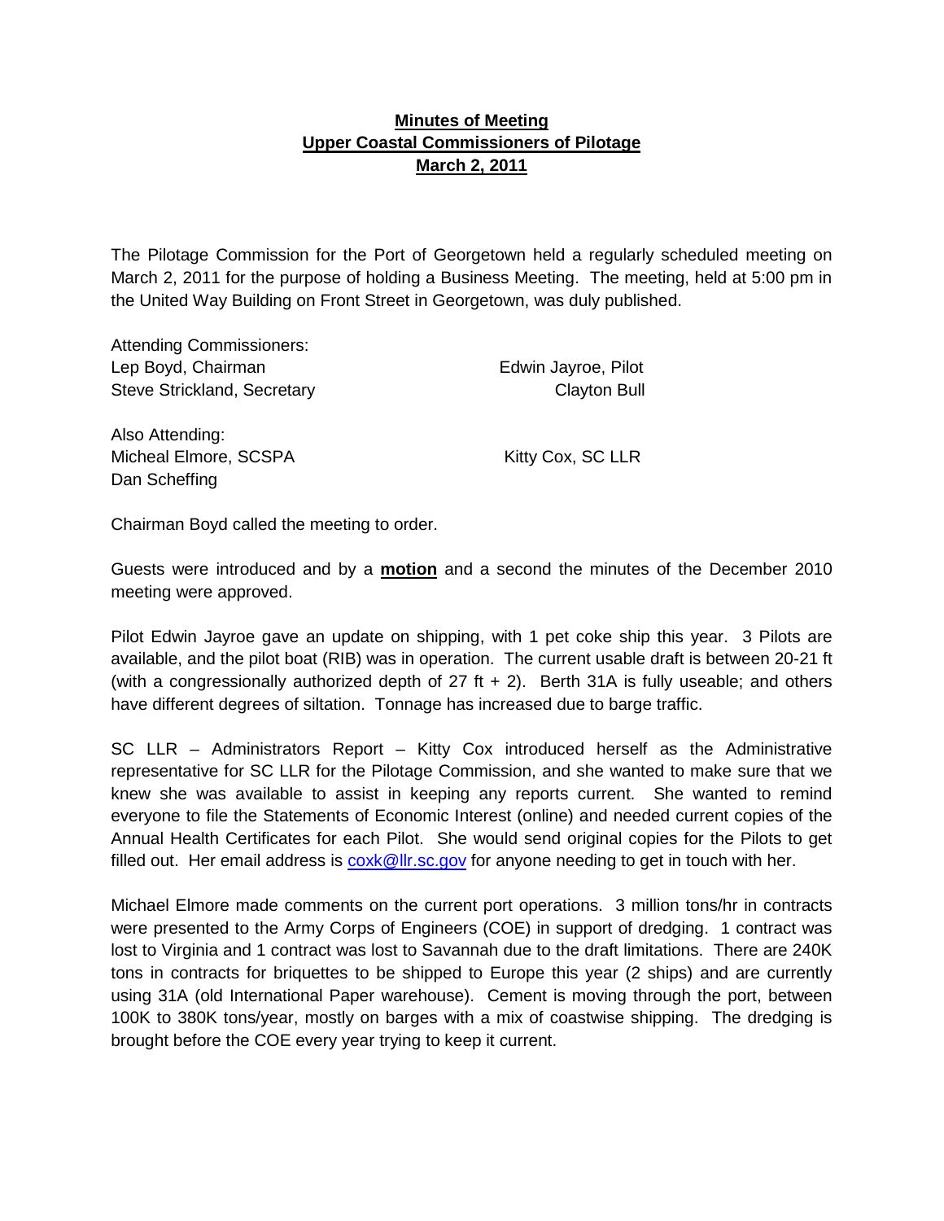**Minutes of Meeting**
**Upper Coastal Commissioners of Pilotage**
**March 2, 2011**

The Pilotage Commission for the Port of Georgetown held a regularly scheduled meeting on March 2, 2011 for the purpose of holding a Business Meeting. The meeting, held at 5:00 pm in the United Way Building on Front Street in Georgetown, was duly published.

Attending Commissioners:
Lep Boyd, Chairman
Steve Strickland, Secretary
Edwin Jayroe, Pilot
Clayton Bull

Also Attending:
Micheal Elmore, SCSPA
Dan Scheffing
Kitty Cox, SC LLR

Chairman Boyd called the meeting to order.

Guests were introduced and by a **motion** and a second the minutes of the December 2010 meeting were approved.

Pilot Edwin Jayroe gave an update on shipping, with 1 pet coke ship this year. 3 Pilots are available, and the pilot boat (RIB) was in operation. The current usable draft is between 20-21 ft (with a congressionally authorized depth of 27 ft + 2). Berth 31A is fully useable; and others have different degrees of siltation. Tonnage has increased due to barge traffic.

SC LLR – Administrators Report – Kitty Cox introduced herself as the Administrative representative for SC LLR for the Pilotage Commission, and she wanted to make sure that we knew she was available to assist in keeping any reports current. She wanted to remind everyone to file the Statements of Economic Interest (online) and needed current copies of the Annual Health Certificates for each Pilot. She would send original copies for the Pilots to get filled out. Her email address is coxk@llr.sc.gov for anyone needing to get in touch with her.

Michael Elmore made comments on the current port operations. 3 million tons/hr in contracts were presented to the Army Corps of Engineers (COE) in support of dredging. 1 contract was lost to Virginia and 1 contract was lost to Savannah due to the draft limitations. There are 240K tons in contracts for briquettes to be shipped to Europe this year (2 ships) and are currently using 31A (old International Paper warehouse). Cement is moving through the port, between 100K to 380K tons/year, mostly on barges with a mix of coastwise shipping. The dredging is brought before the COE every year trying to keep it current.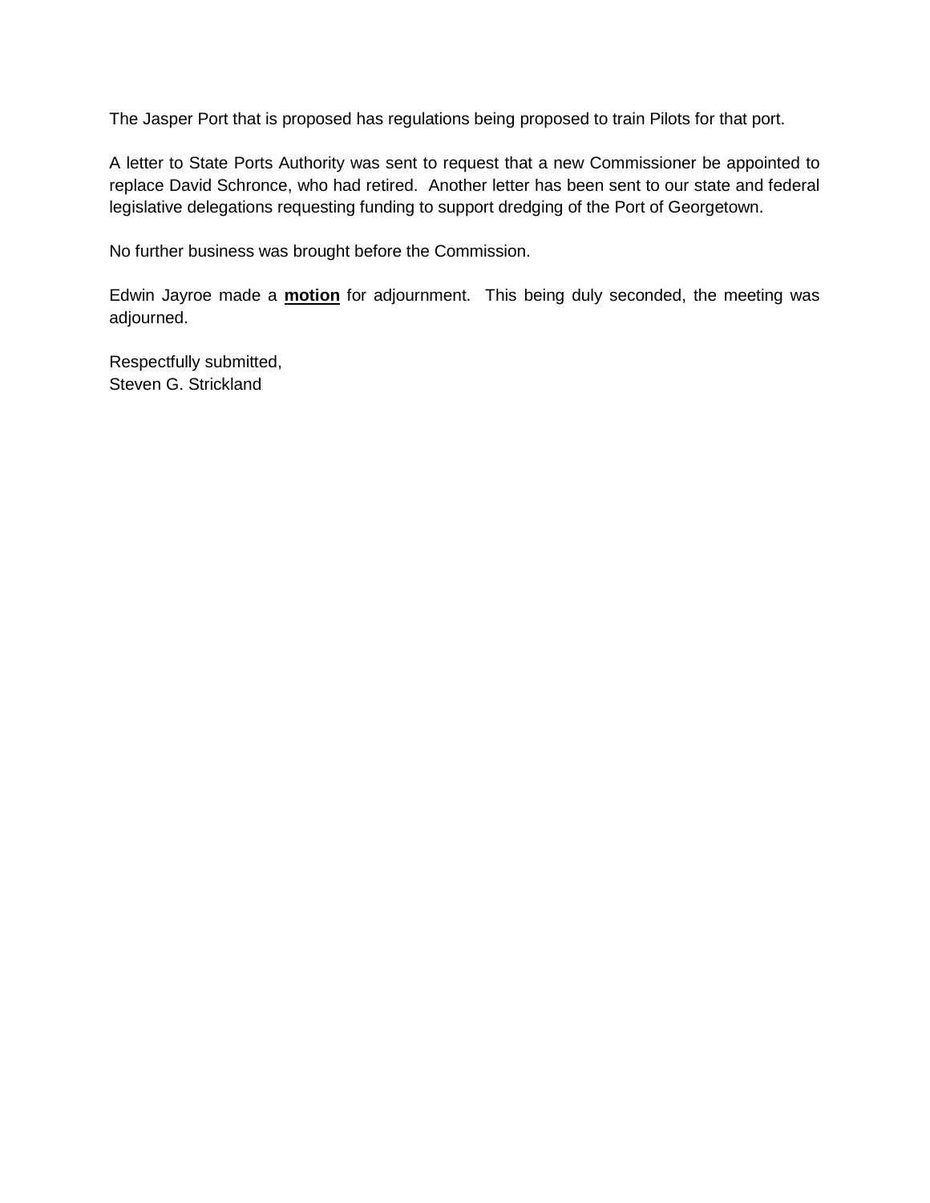The Jasper Port that is proposed has regulations being proposed to train Pilots for that port.

A letter to State Ports Authority was sent to request that a new Commissioner be appointed to replace David Schronce, who had retired. Another letter has been sent to our state and federal legislative delegations requesting funding to support dredging of the Port of Georgetown.

No further business was brought before the Commission.

Edwin Jayroe made a **motion** for adjournment. This being duly seconded, the meeting was adjourned.

Respectfully submitted,
Steven G. Strickland